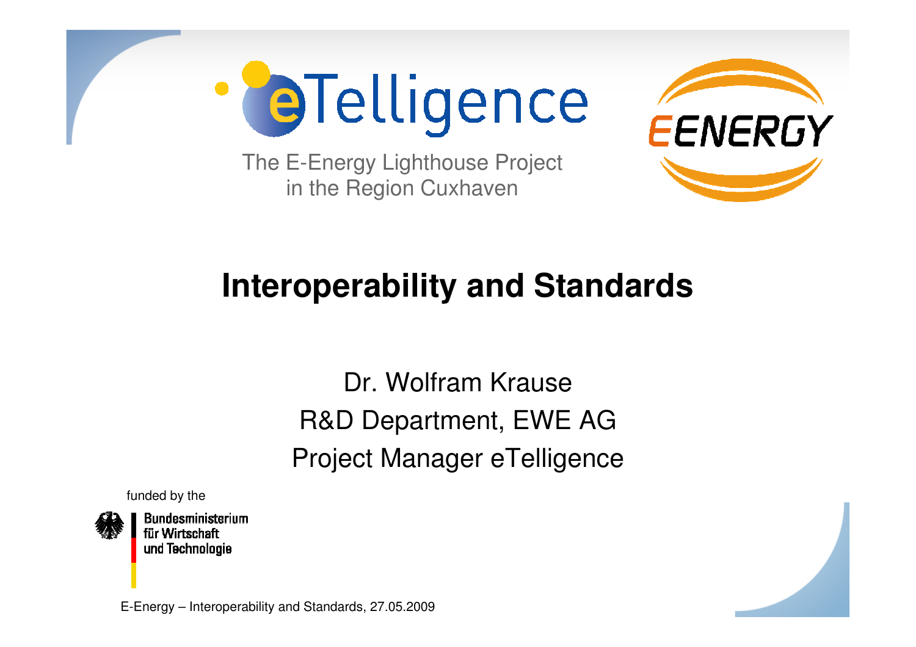eTelligence

The E-Energy Lighthouse Project in the Region Cuxhaven

EENERGY

# Interoperability and Standards

Dr. Wolfram Krause
R&D Department, EWE AG
Project Manager eTelligence

funded by the

Bundesministerium für Wirtschaft und Technologie

E-Energy – Interoperability and Standards, 27.05.2009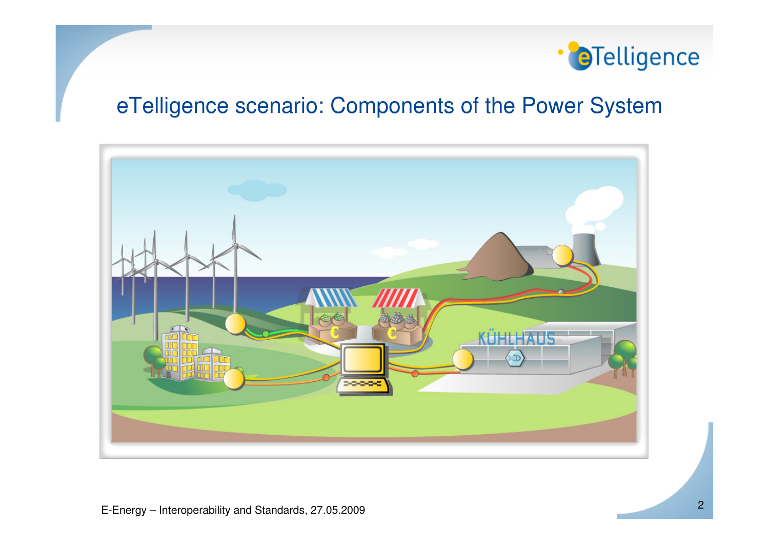# eTelligence scenario: Components of the Power System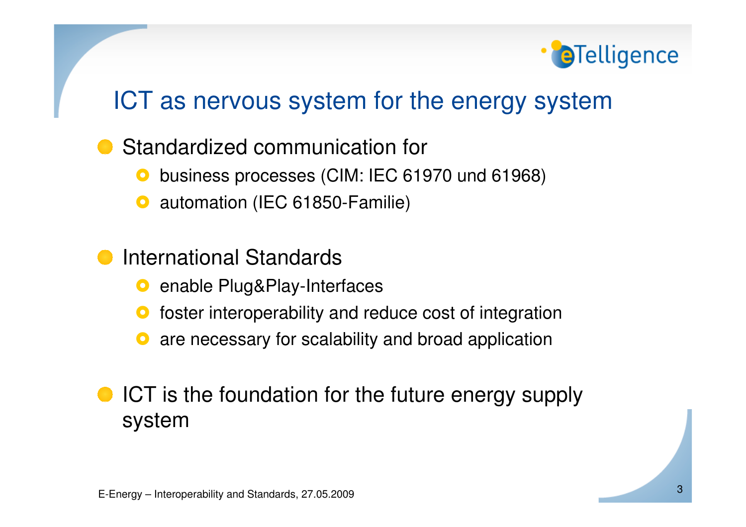# ICT as nervous system for the energy system

- Standardized communication for
  - business processes (CIM: IEC 61970 und 61968)
  - automation (IEC 61850-Familie)

- International Standards
  - enable Plug&Play-Interfaces
  - foster interoperability and reduce cost of integration
  - are necessary for scalability and broad application

- ICT is the foundation for the future energy supply system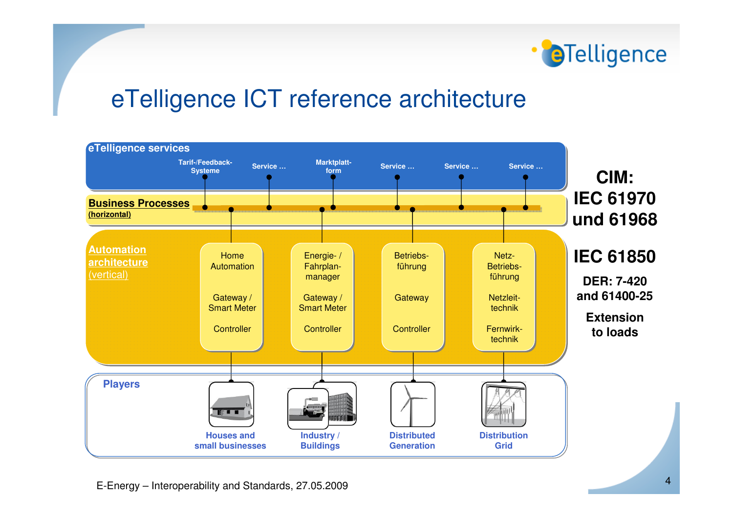# eTelligence ICT reference architecture

**eTelligence services**

- Tarif-/Feedback-Systeme
- Service ...
- Marktplatt-form
- Service ...
- Service ...
- Service ...

**Business Processes (horizontal)**

**Automation architecture (vertical)**

| Home Automation | Energie- / Fahrplan-manager | Betriebs-führung | Netz-Betriebs-führung |
|---|---|---|---|
| Gateway / Smart Meter | Gateway / Smart Meter | Gateway | Netzleit-technik |
| Controller | Controller | Controller | Fernwirk-technik |

**Players**

- Houses and small businesses
- Industry / Buildings
- Distributed Generation
- Distribution Grid

**CIM: IEC 61970 und 61968**

**IEC 61850**

**DER: 7-420 and 61400-25**

**Extension to loads**

E-Energy – Interoperability and Standards, 27.05.2009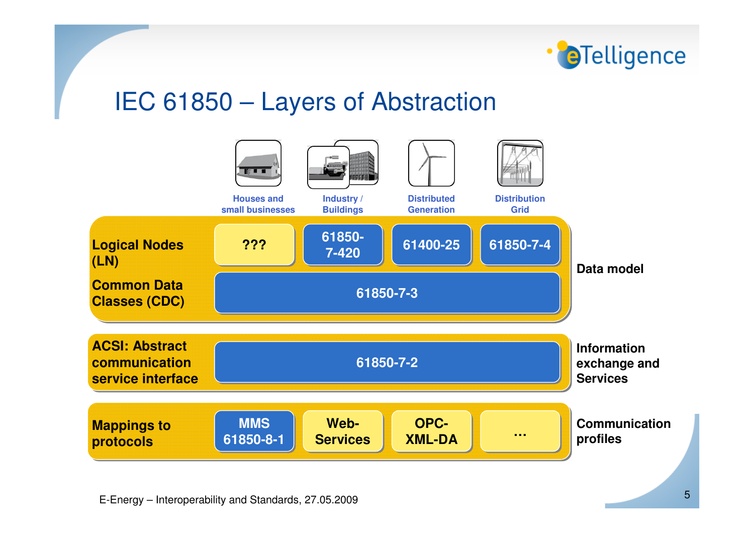# IEC 61850 – Layers of Abstraction

| | Houses and small businesses | Industry / Buildings | Distributed Generation | Distribution Grid | |
|---|---|---|---|---|---|
| Logical Nodes (LN) | ??? | 61850-7-420 | 61400-25 | 61850-7-4 | Data model |
| Common Data Classes (CDC) | 61850-7-3 | | | | |
| ACSI: Abstract communication service interface | 61850-7-2 | | | | Information exchange and Services |
| Mappings to protocols | MMS 61850-8-1 | Web-Services | OPC-XML-DA | ... | Communication profiles |

E-Energy – Interoperability and Standards, 27.05.2009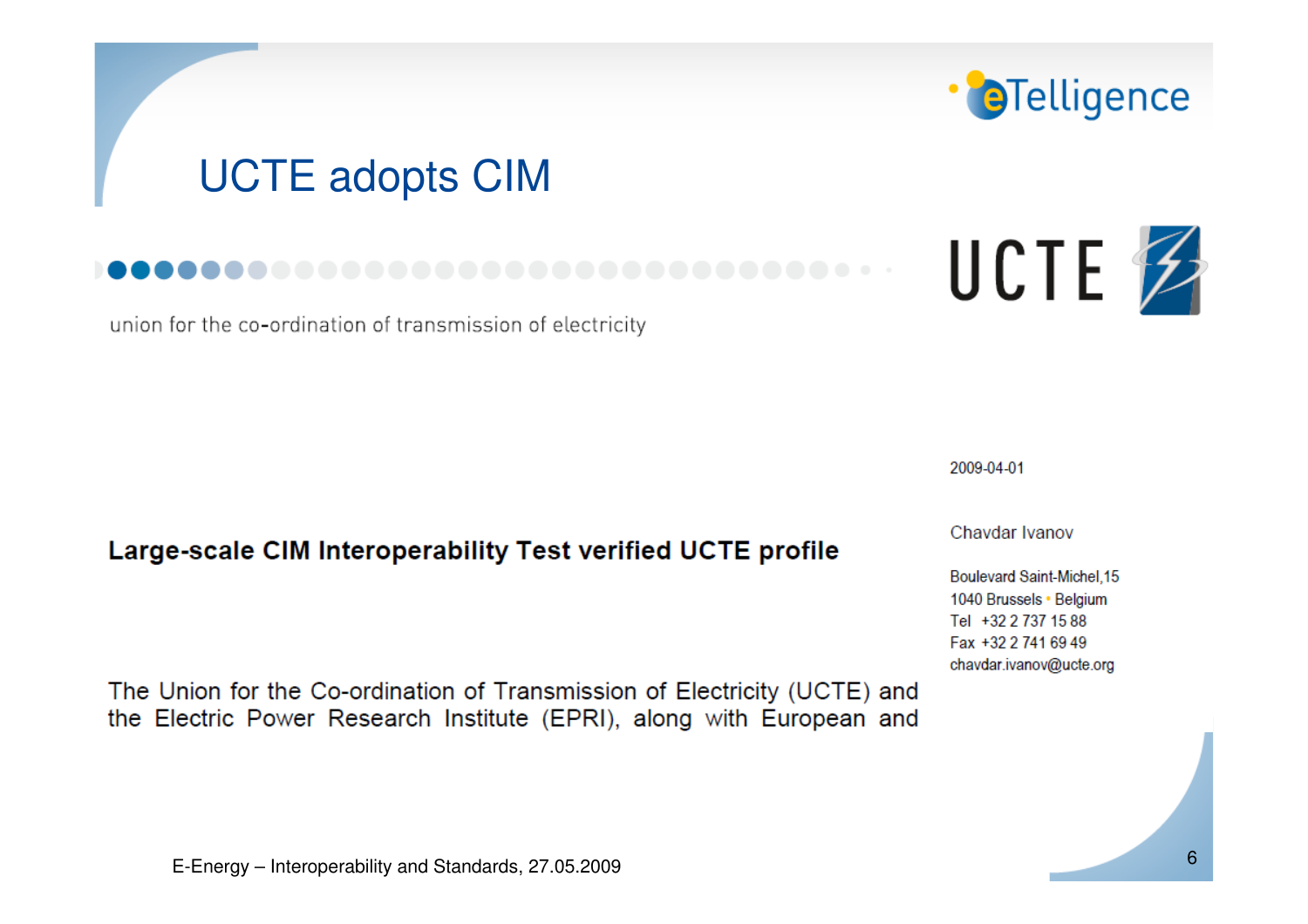# UCTE adopts CIM

UCTE

union for the co-ordination of transmission of electricity

2009-04-01

Chavdar Ivanov

Boulevard Saint-Michel,15
1040 Brussels • Belgium
Tel +32 2 737 15 88
Fax +32 2 741 69 49
chavdar.ivanov@ucte.org

**Large-scale CIM Interoperability Test verified UCTE profile**

The Union for the Co-ordination of Transmission of Electricity (UCTE) and the Electric Power Research Institute (EPRI), along with European and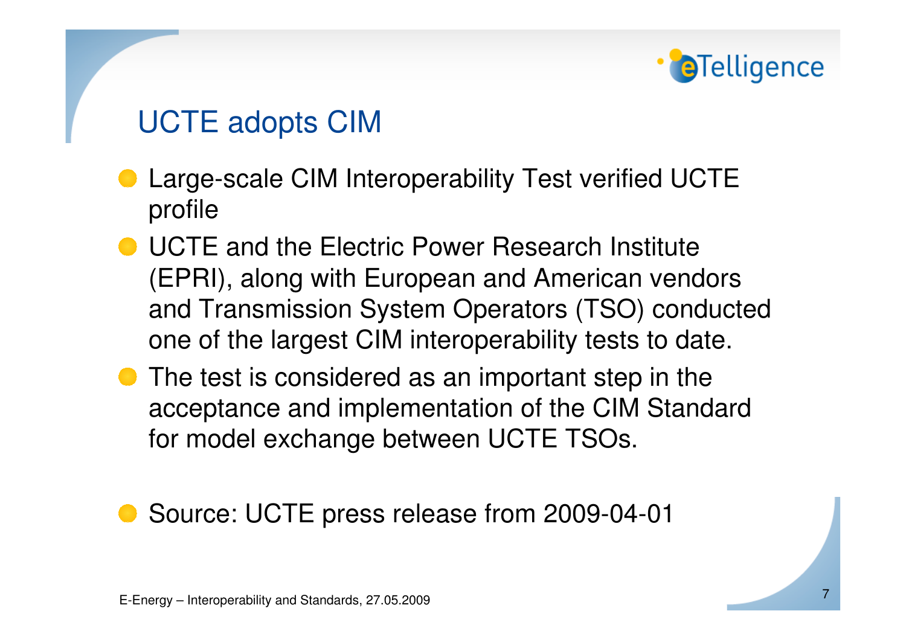# UCTE adopts CIM

- Large-scale CIM Interoperability Test verified UCTE profile
- UCTE and the Electric Power Research Institute (EPRI), along with European and American vendors and Transmission System Operators (TSO) conducted one of the largest CIM interoperability tests to date.
- The test is considered as an important step in the acceptance and implementation of the CIM Standard for model exchange between UCTE TSOs.

- Source: UCTE press release from 2009-04-01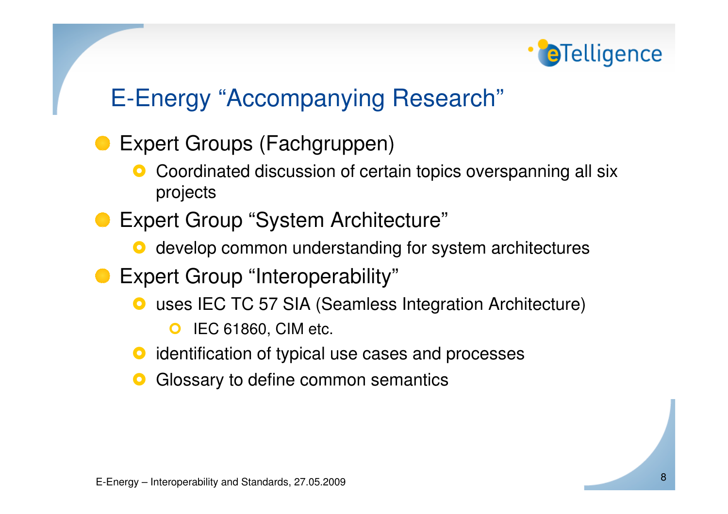## E-Energy "Accompanying Research"

- Expert Groups (Fachgruppen)
  - Coordinated discussion of certain topics overspanning all six projects
- Expert Group "System Architecture"
  - develop common understanding for system architectures
- Expert Group "Interoperability"
  - uses IEC TC 57 SIA (Seamless Integration Architecture)
    - IEC 61860, CIM etc.
  - identification of typical use cases and processes
  - Glossary to define common semantics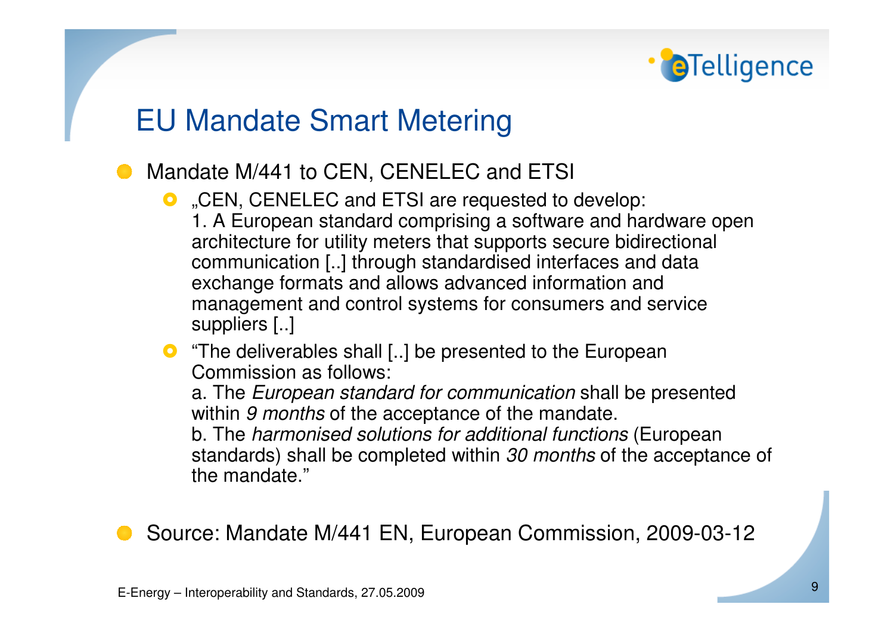# EU Mandate Smart Metering

- Mandate M/441 to CEN, CENELEC and ETSI
  - „CEN, CENELEC and ETSI are requested to develop:
    1. A European standard comprising a software and hardware open architecture for utility meters that supports secure bidirectional communication [..] through standardised interfaces and data exchange formats and allows advanced information and management and control systems for consumers and service suppliers [..]
  - "The deliverables shall [..] be presented to the European Commission as follows:
    a. The *European standard for communication* shall be presented within *9 months* of the acceptance of the mandate.
    b. The *harmonised solutions for additional functions* (European standards) shall be completed within *30 months* of the acceptance of the mandate."
- Source: Mandate M/441 EN, European Commission, 2009-03-12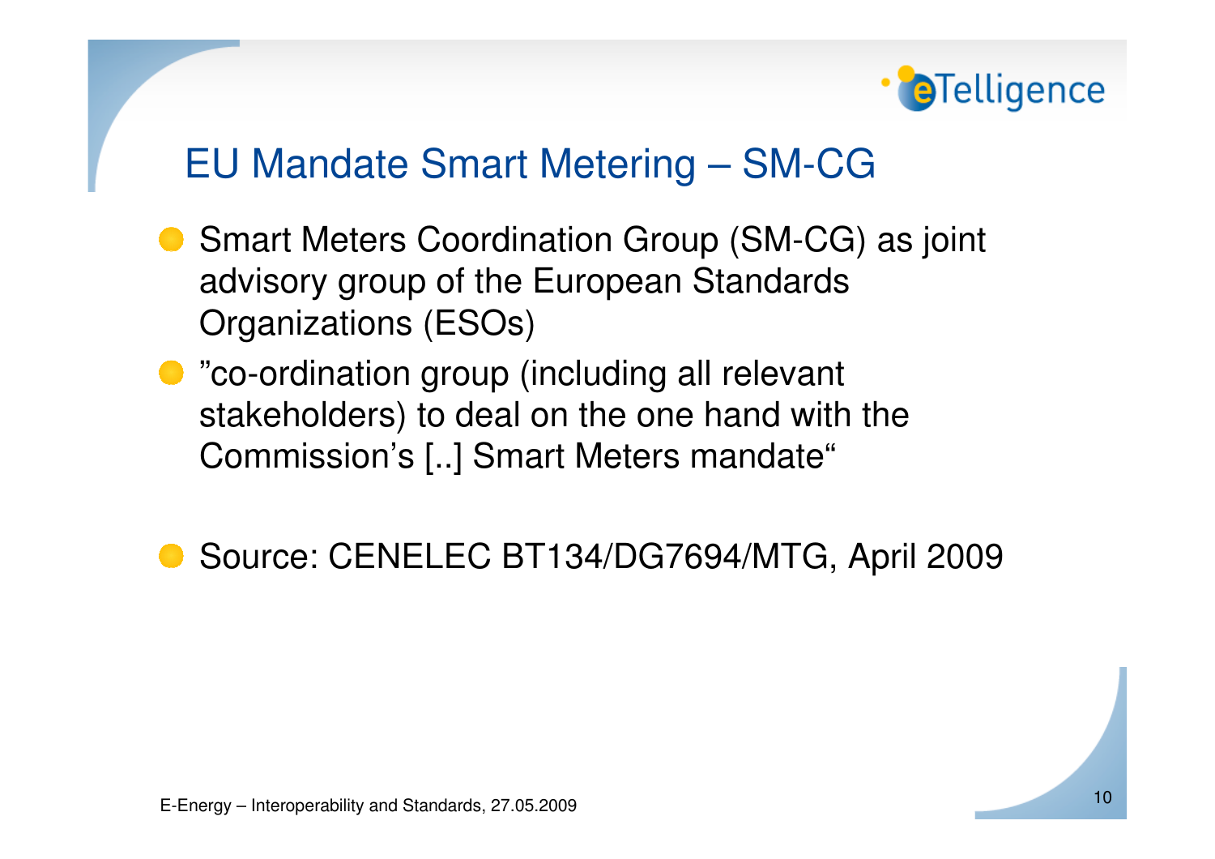# EU Mandate Smart Metering – SM-CG

- Smart Meters Coordination Group (SM-CG) as joint advisory group of the European Standards Organizations (ESOs)
- ”co-ordination group (including all relevant stakeholders) to deal on the one hand with the Commission’s [..] Smart Meters mandate“

- Source: CENELEC BT134/DG7694/MTG, April 2009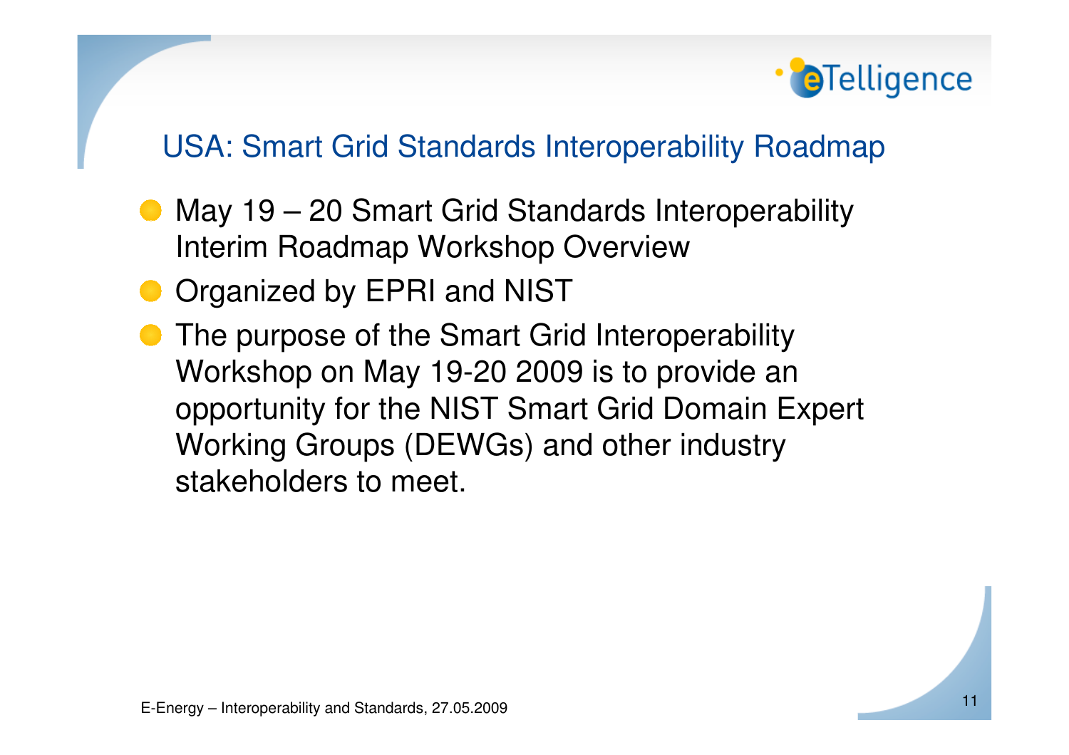## USA: Smart Grid Standards Interoperability Roadmap

- May 19 – 20 Smart Grid Standards Interoperability Interim Roadmap Workshop Overview
- Organized by EPRI and NIST
- The purpose of the Smart Grid Interoperability Workshop on May 19-20 2009 is to provide an opportunity for the NIST Smart Grid Domain Expert Working Groups (DEWGs) and other industry stakeholders to meet.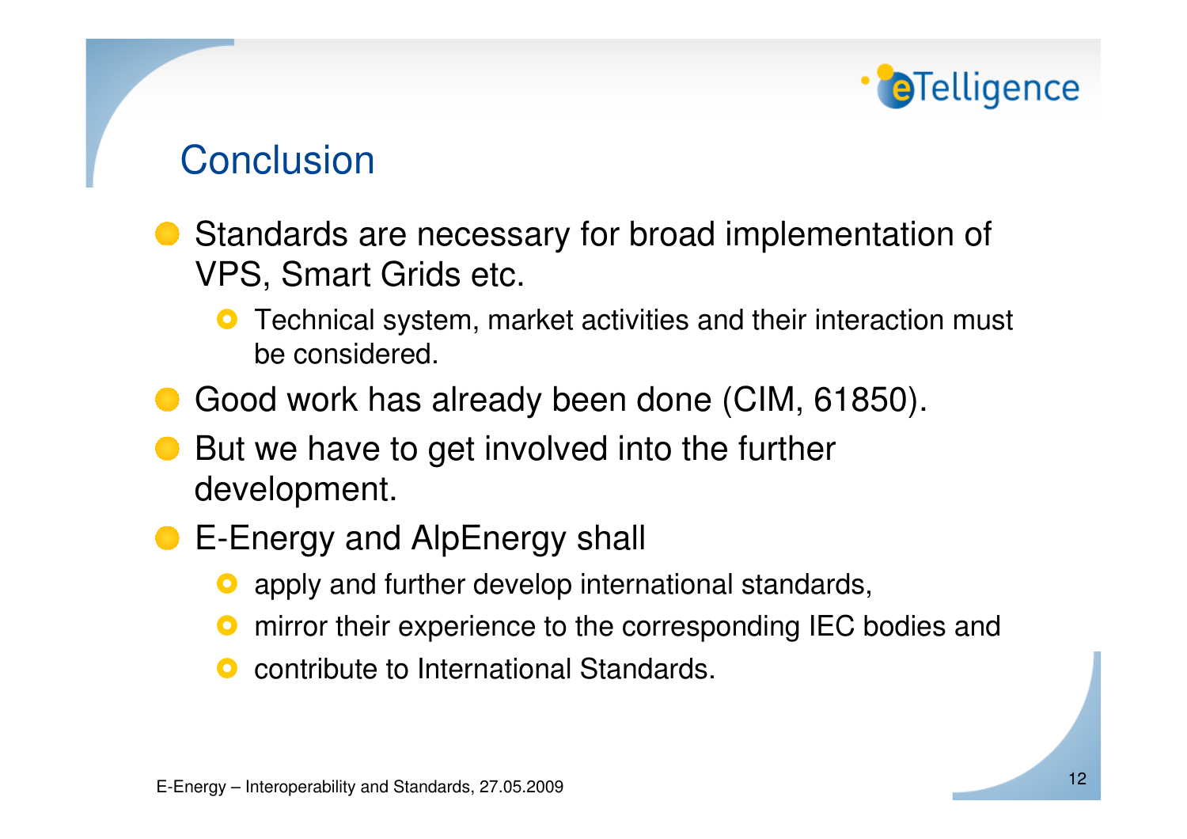# Conclusion

- Standards are necessary for broad implementation of VPS, Smart Grids etc.
  - Technical system, market activities and their interaction must be considered.
- Good work has already been done (CIM, 61850).
- But we have to get involved into the further development.
- E-Energy and AlpEnergy shall
  - apply and further develop international standards,
  - mirror their experience to the corresponding IEC bodies and
  - contribute to International Standards.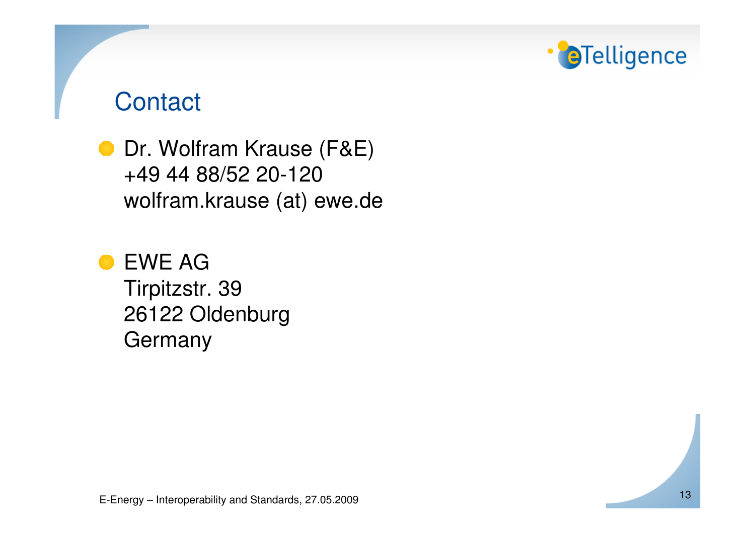## Contact

- Dr. Wolfram Krause (F&E)
  +49 44 88/52 20-120
  wolfram.krause (at) ewe.de

- EWE AG
  Tirpitzstr. 39
  26122 Oldenburg
  Germany